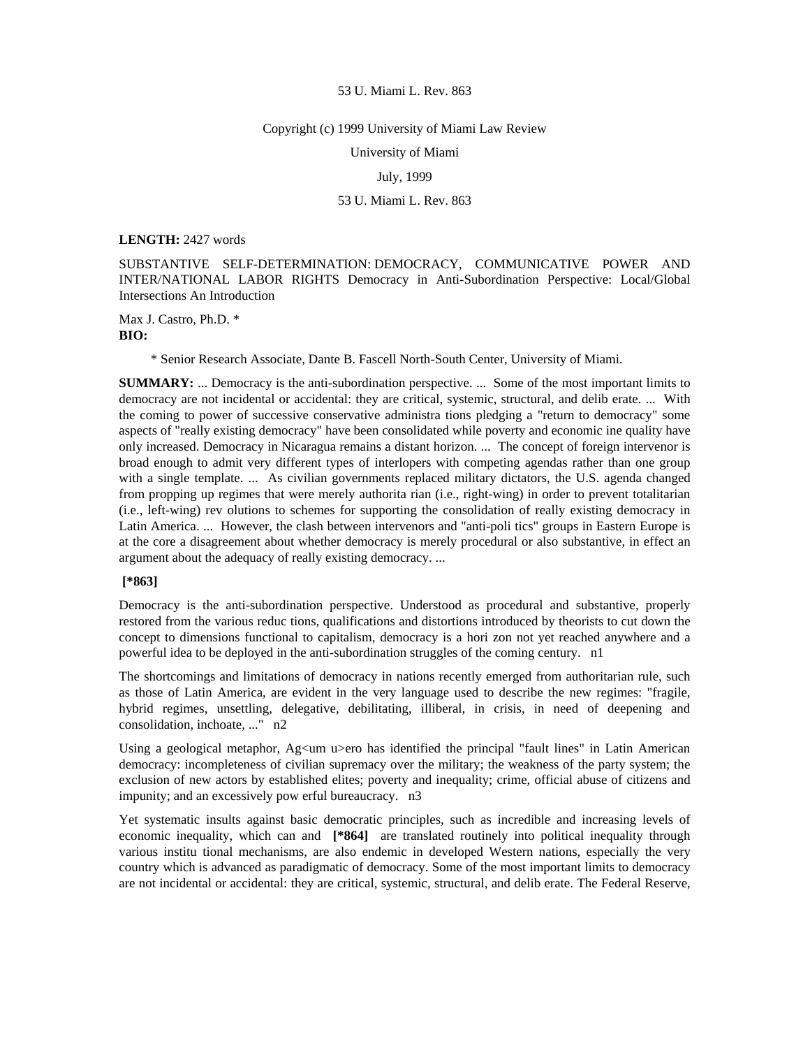53 U. Miami L. Rev. 863

Copyright (c) 1999 University of Miami Law Review

University of Miami

July, 1999

53 U. Miami L. Rev. 863

**LENGTH:** 2427 words

SUBSTANTIVE SELF-DETERMINATION: DEMOCRACY, COMMUNICATIVE POWER AND INTER/NATIONAL LABOR RIGHTS Democracy in Anti-Subordination Perspective: Local/Global Intersections An Introduction

Max J. Castro, Ph.D. *

**BIO:**

\* Senior Research Associate, Dante B. Fascell North-South Center, University of Miami.

**SUMMARY:** ... Democracy is the anti-subordination perspective. ... Some of the most important limits to democracy are not incidental or accidental: they are critical, systemic, structural, and delib erate. ... With the coming to power of successive conservative administra tions pledging a "return to democracy" some aspects of "really existing democracy" have been consolidated while poverty and economic ine quality have only increased. Democracy in Nicaragua remains a distant horizon. ... The concept of foreign intervenor is broad enough to admit very different types of interlopers with competing agendas rather than one group with a single template. ... As civilian governments replaced military dictators, the U.S. agenda changed from propping up regimes that were merely authorita rian (i.e., right-wing) in order to prevent totalitarian (i.e., left-wing) rev olutions to schemes for supporting the consolidation of really existing democracy in Latin America. ... However, the clash between intervenors and "anti-poli tics" groups in Eastern Europe is at the core a disagreement about whether democracy is merely procedural or also substantive, in effect an argument about the adequacy of really existing democracy. ...

**[*863]**

Democracy is the anti-subordination perspective. Understood as procedural and substantive, properly restored from the various reduc tions, qualifications and distortions introduced by theorists to cut down the concept to dimensions functional to capitalism, democracy is a hori zon not yet reached anywhere and a powerful idea to be deployed in the anti-subordination struggles of the coming century. n1

The shortcomings and limitations of democracy in nations recently emerged from authoritarian rule, such as those of Latin America, are evident in the very language used to describe the new regimes: "fragile, hybrid regimes, unsettling, delegative, debilitating, illiberal, in crisis, in need of deepening and consolidation, inchoate, ..." n2

Using a geological metaphor, Ag<um u>ero has identified the principal "fault lines" in Latin American democracy: incompleteness of civilian supremacy over the military; the weakness of the party system; the exclusion of new actors by established elites; poverty and inequality; crime, official abuse of citizens and impunity; and an excessively pow erful bureaucracy. n3

Yet systematic insults against basic democratic principles, such as incredible and increasing levels of economic inequality, which can and **[*864]** are translated routinely into political inequality through various institu tional mechanisms, are also endemic in developed Western nations, especially the very country which is advanced as paradigmatic of democracy. Some of the most important limits to democracy are not incidental or accidental: they are critical, systemic, structural, and delib erate. The Federal Reserve,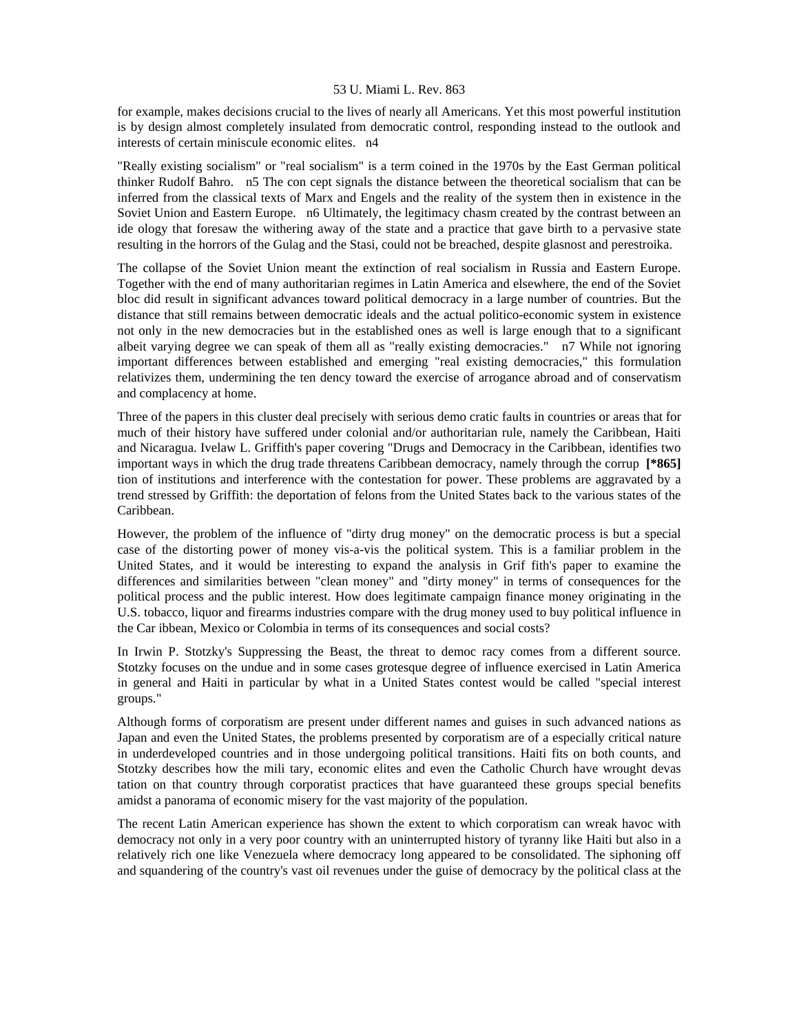for example, makes decisions crucial to the lives of nearly all Americans. Yet this most powerful institution is by design almost completely insulated from democratic control, responding instead to the outlook and interests of certain miniscule economic elites. n4

"Really existing socialism" or "real socialism" is a term coined in the 1970s by the East German political thinker Rudolf Bahro. n5 The con cept signals the distance between the theoretical socialism that can be inferred from the classical texts of Marx and Engels and the reality of the system then in existence in the Soviet Union and Eastern Europe. n6 Ultimately, the legitimacy chasm created by the contrast between an ide ology that foresaw the withering away of the state and a practice that gave birth to a pervasive state resulting in the horrors of the Gulag and the Stasi, could not be breached, despite glasnost and perestroika.

The collapse of the Soviet Union meant the extinction of real socialism in Russia and Eastern Europe. Together with the end of many authoritarian regimes in Latin America and elsewhere, the end of the Soviet bloc did result in significant advances toward political democracy in a large number of countries. But the distance that still remains between democratic ideals and the actual politico-economic system in existence not only in the new democracies but in the established ones as well is large enough that to a significant albeit varying degree we can speak of them all as "really existing democracies." n7 While not ignoring important differences between established and emerging "real existing democracies," this formulation relativizes them, undermining the ten dency toward the exercise of arrogance abroad and of conservatism and complacency at home.

Three of the papers in this cluster deal precisely with serious demo cratic faults in countries or areas that for much of their history have suffered under colonial and/or authoritarian rule, namely the Caribbean, Haiti and Nicaragua. Ivelaw L. Griffith's paper covering "Drugs and Democracy in the Caribbean, identifies two important ways in which the drug trade threatens Caribbean democracy, namely through the corrup **[*865]** tion of institutions and interference with the contestation for power. These problems are aggravated by a trend stressed by Griffith: the deportation of felons from the United States back to the various states of the Caribbean.

However, the problem of the influence of "dirty drug money" on the democratic process is but a special case of the distorting power of money vis-a-vis the political system. This is a familiar problem in the United States, and it would be interesting to expand the analysis in Grif fith's paper to examine the differences and similarities between "clean money" and "dirty money" in terms of consequences for the political process and the public interest. How does legitimate campaign finance money originating in the U.S. tobacco, liquor and firearms industries compare with the drug money used to buy political influence in the Car ibbean, Mexico or Colombia in terms of its consequences and social costs?

In Irwin P. Stotzky's Suppressing the Beast, the threat to democ racy comes from a different source. Stotzky focuses on the undue and in some cases grotesque degree of influence exercised in Latin America in general and Haiti in particular by what in a United States contest would be called "special interest groups."

Although forms of corporatism are present under different names and guises in such advanced nations as Japan and even the United States, the problems presented by corporatism are of a especially critical nature in underdeveloped countries and in those undergoing political transitions. Haiti fits on both counts, and Stotzky describes how the mili tary, economic elites and even the Catholic Church have wrought devas tation on that country through corporatist practices that have guaranteed these groups special benefits amidst a panorama of economic misery for the vast majority of the population.

The recent Latin American experience has shown the extent to which corporatism can wreak havoc with democracy not only in a very poor country with an uninterrupted history of tyranny like Haiti but also in a relatively rich one like Venezuela where democracy long appeared to be consolidated. The siphoning off and squandering of the country's vast oil revenues under the guise of democracy by the political class at the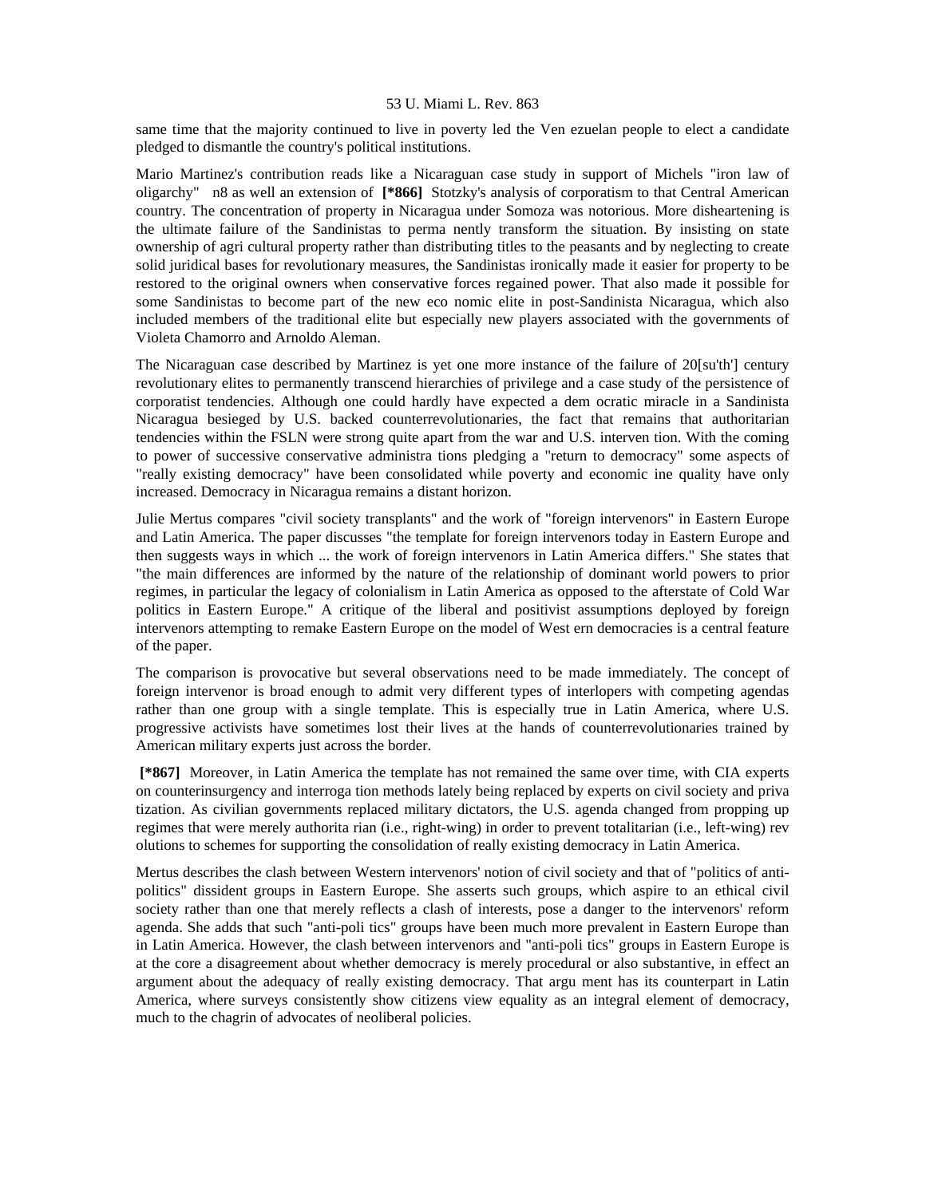same time that the majority continued to live in poverty led the Ven ezuelan people to elect a candidate pledged to dismantle the country's political institutions.

Mario Martinez's contribution reads like a Nicaraguan case study in support of Michels "iron law of oligarchy" n8 as well an extension of **[*866]** Stotzky's analysis of corporatism to that Central American country. The concentration of property in Nicaragua under Somoza was notorious. More disheartening is the ultimate failure of the Sandinistas to perma nently transform the situation. By insisting on state ownership of agri cultural property rather than distributing titles to the peasants and by neglecting to create solid juridical bases for revolutionary measures, the Sandinistas ironically made it easier for property to be restored to the original owners when conservative forces regained power. That also made it possible for some Sandinistas to become part of the new eco nomic elite in post-Sandinista Nicaragua, which also included members of the traditional elite but especially new players associated with the governments of Violeta Chamorro and Arnoldo Aleman.

The Nicaraguan case described by Martinez is yet one more instance of the failure of 20[su'th'] century revolutionary elites to permanently transcend hierarchies of privilege and a case study of the persistence of corporatist tendencies. Although one could hardly have expected a dem ocratic miracle in a Sandinista Nicaragua besieged by U.S. backed counterrevolutionaries, the fact that remains that authoritarian tendencies within the FSLN were strong quite apart from the war and U.S. interven tion. With the coming to power of successive conservative administra tions pledging a "return to democracy" some aspects of "really existing democracy" have been consolidated while poverty and economic ine quality have only increased. Democracy in Nicaragua remains a distant horizon.

Julie Mertus compares "civil society transplants" and the work of "foreign intervenors" in Eastern Europe and Latin America. The paper discusses "the template for foreign intervenors today in Eastern Europe and then suggests ways in which ... the work of foreign intervenors in Latin America differs." She states that "the main differences are informed by the nature of the relationship of dominant world powers to prior regimes, in particular the legacy of colonialism in Latin America as opposed to the afterstate of Cold War politics in Eastern Europe." A critique of the liberal and positivist assumptions deployed by foreign intervenors attempting to remake Eastern Europe on the model of West ern democracies is a central feature of the paper.

The comparison is provocative but several observations need to be made immediately. The concept of foreign intervenor is broad enough to admit very different types of interlopers with competing agendas rather than one group with a single template. This is especially true in Latin America, where U.S. progressive activists have sometimes lost their lives at the hands of counterrevolutionaries trained by American military experts just across the border.

**[*867]** Moreover, in Latin America the template has not remained the same over time, with CIA experts on counterinsurgency and interroga tion methods lately being replaced by experts on civil society and priva tization. As civilian governments replaced military dictators, the U.S. agenda changed from propping up regimes that were merely authorita rian (i.e., right-wing) in order to prevent totalitarian (i.e., left-wing) rev olutions to schemes for supporting the consolidation of really existing democracy in Latin America.

Mertus describes the clash between Western intervenors' notion of civil society and that of "politics of anti-politics" dissident groups in Eastern Europe. She asserts such groups, which aspire to an ethical civil society rather than one that merely reflects a clash of interests, pose a danger to the intervenors' reform agenda. She adds that such "anti-poli tics" groups have been much more prevalent in Eastern Europe than in Latin America. However, the clash between intervenors and "anti-poli tics" groups in Eastern Europe is at the core a disagreement about whether democracy is merely procedural or also substantive, in effect an argument about the adequacy of really existing democracy. That argu ment has its counterpart in Latin America, where surveys consistently show citizens view equality as an integral element of democracy, much to the chagrin of advocates of neoliberal policies.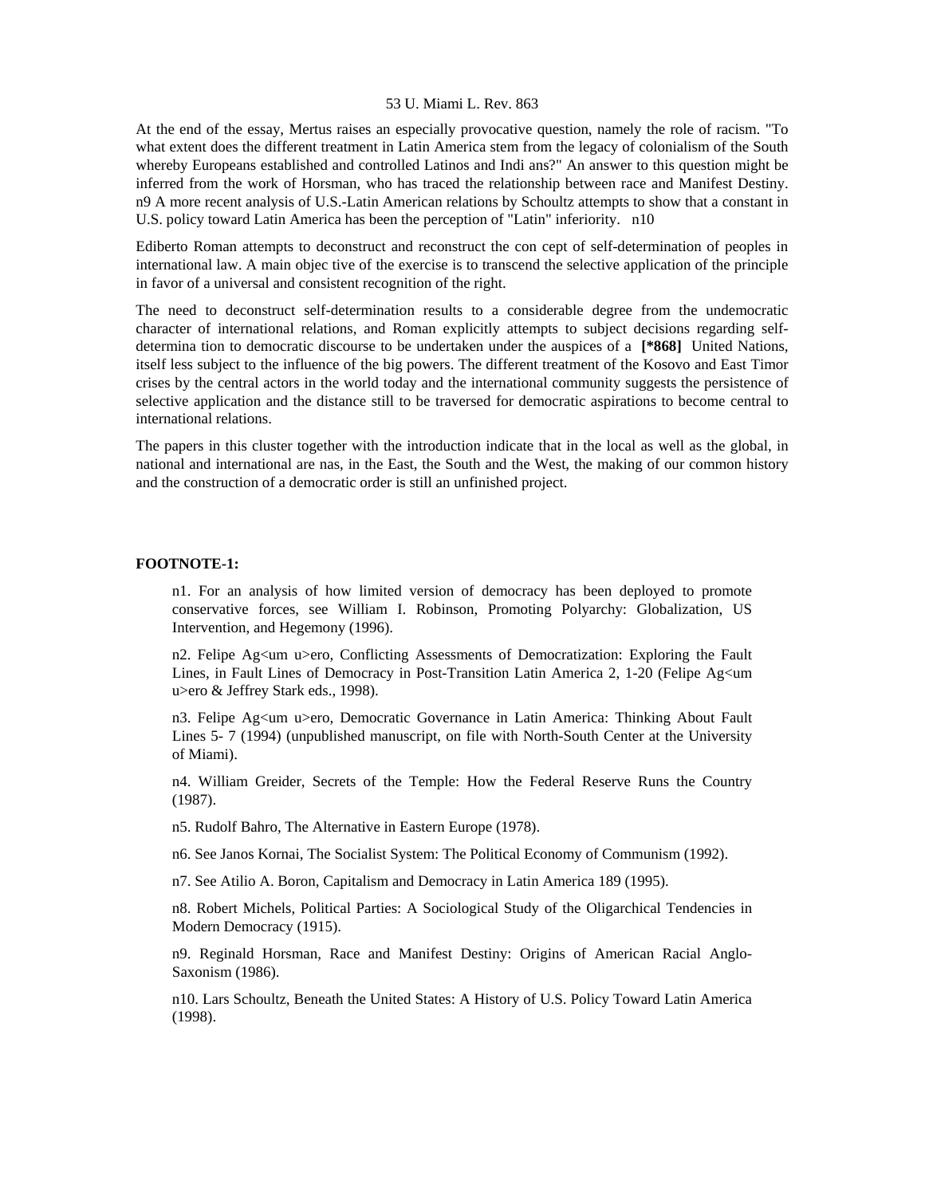At the end of the essay, Mertus raises an especially provocative question, namely the role of racism. "To what extent does the different treatment in Latin America stem from the legacy of colonialism of the South whereby Europeans established and controlled Latinos and Indi ans?" An answer to this question might be inferred from the work of Horsman, who has traced the relationship between race and Manifest Destiny. n9 A more recent analysis of U.S.-Latin American relations by Schoultz attempts to show that a constant in U.S. policy toward Latin America has been the perception of "Latin" inferiority. n10

Ediberto Roman attempts to deconstruct and reconstruct the con cept of self-determination of peoples in international law. A main objec tive of the exercise is to transcend the selective application of the principle in favor of a universal and consistent recognition of the right.

The need to deconstruct self-determination results to a considerable degree from the undemocratic character of international relations, and Roman explicitly attempts to subject decisions regarding self-determina tion to democratic discourse to be undertaken under the auspices of a **[*868]** United Nations, itself less subject to the influence of the big powers. The different treatment of the Kosovo and East Timor crises by the central actors in the world today and the international community suggests the persistence of selective application and the distance still to be traversed for democratic aspirations to become central to international relations.

The papers in this cluster together with the introduction indicate that in the local as well as the global, in national and international are nas, in the East, the South and the West, the making of our common history and the construction of a democratic order is still an unfinished project.

**FOOTNOTE-1:**

n1. For an analysis of how limited version of democracy has been deployed to promote conservative forces, see William I. Robinson, Promoting Polyarchy: Globalization, US Intervention, and Hegemony (1996).

n2. Felipe Ag<um u>ero, Conflicting Assessments of Democratization: Exploring the Fault Lines, in Fault Lines of Democracy in Post-Transition Latin America 2, 1-20 (Felipe Ag<um u>ero & Jeffrey Stark eds., 1998).

n3. Felipe Ag<um u>ero, Democratic Governance in Latin America: Thinking About Fault Lines 5- 7 (1994) (unpublished manuscript, on file with North-South Center at the University of Miami).

n4. William Greider, Secrets of the Temple: How the Federal Reserve Runs the Country (1987).

n5. Rudolf Bahro, The Alternative in Eastern Europe (1978).

n6. See Janos Kornai, The Socialist System: The Political Economy of Communism (1992).

n7. See Atilio A. Boron, Capitalism and Democracy in Latin America 189 (1995).

n8. Robert Michels, Political Parties: A Sociological Study of the Oligarchical Tendencies in Modern Democracy (1915).

n9. Reginald Horsman, Race and Manifest Destiny: Origins of American Racial Anglo-Saxonism (1986).

n10. Lars Schoultz, Beneath the United States: A History of U.S. Policy Toward Latin America (1998).